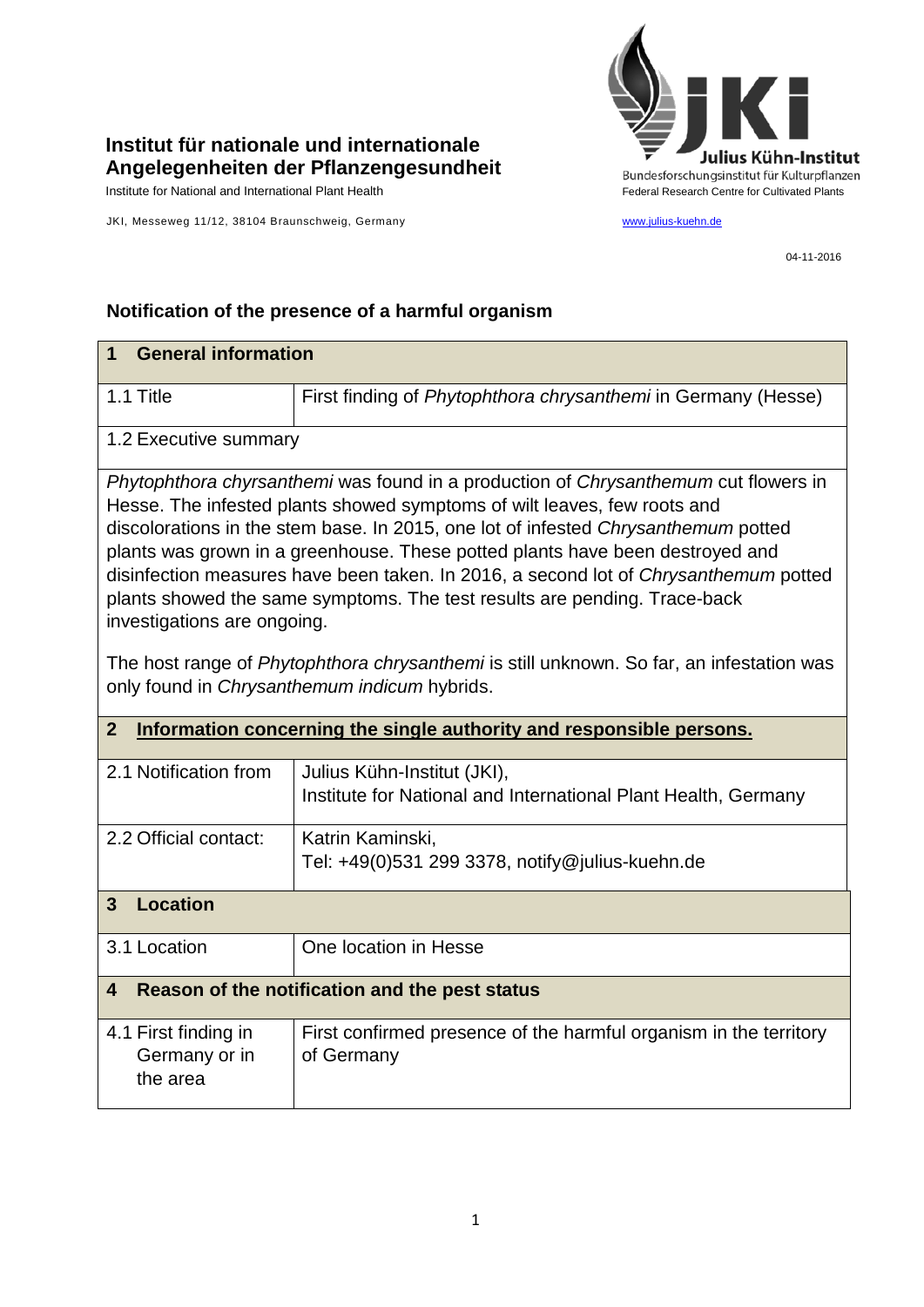**Institut für nationale und internationale Angelegenheiten der Pflanzengesundheit**

Institute for National and International Plant Health

JKI, Messeweg 11/12, 38104 Braunschweig, Germany

Julius Kühn-Institut
Bundesforschungsinstitut für Kulturpflanzen
Federal Research Centre for Cultivated Plants

www.julius-kuehn.de

04-11-2016

## Notification of the presence of a harmful organism

| **1 General information** | |
|---|---|
| 1.1 Title | First finding of *Phytophthora chrysanthemi* in Germany (Hesse) |
| 1.2 Executive summary | |

*Phytophthora chyrsanthemi* was found in a production of *Chrysanthemum* cut flowers in Hesse. The infested plants showed symptoms of wilt leaves, few roots and discolorations in the stem base. In 2015, one lot of infested *Chrysanthemum* potted plants was grown in a greenhouse. These potted plants have been destroyed and disinfection measures have been taken. In 2016, a second lot of *Chrysanthemum* potted plants showed the same symptoms. The test results are pending. Trace-back investigations are ongoing.

The host range of *Phytophthora chrysanthemi* is still unknown. So far, an infestation was only found in *Chrysanthemum indicum* hybrids.

| **2 Information concerning the single authority and responsible persons.** | |
|---|---|
| 2.1 Notification from | Julius Kühn-Institut (JKI),<br>Institute for National and International Plant Health, Germany |
| 2.2 Official contact: | Katrin Kaminski,<br>Tel: +49(0)531 299 3378, notify@julius-kuehn.de |
| **3 Location** | |
| 3.1 Location | One location in Hesse |
| **4 Reason of the notification and the pest status** | |
| 4.1 First finding in Germany or in the area | First confirmed presence of the harmful organism in the territory of Germany |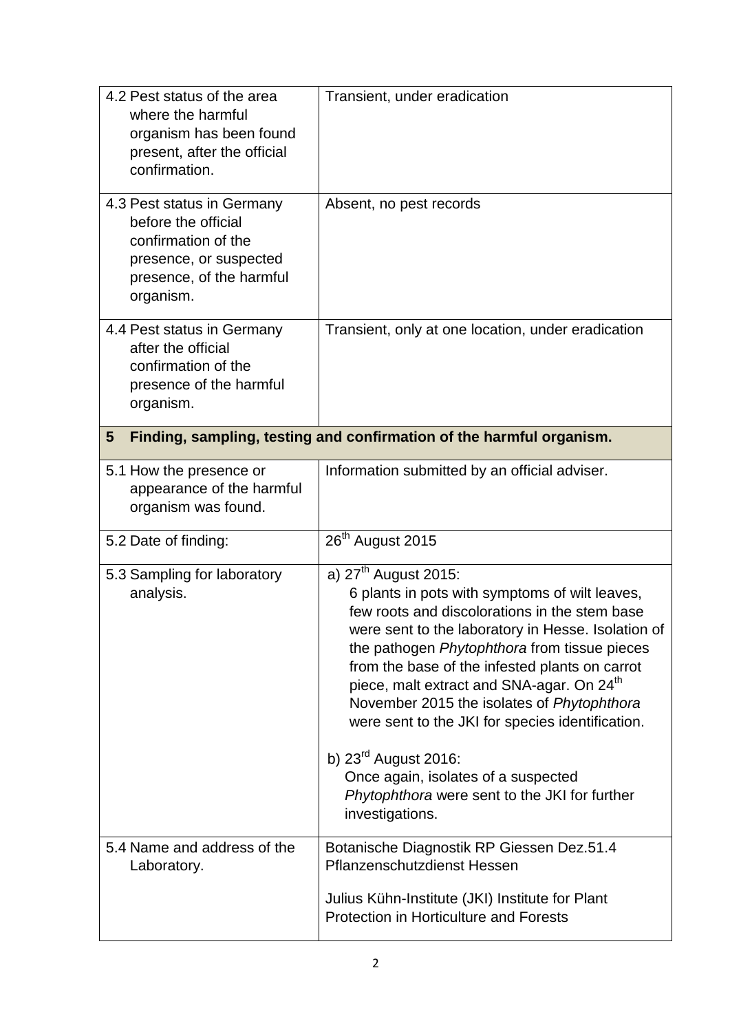| | |
|---|---|
| 4.2 Pest status of the area where the harmful organism has been found present, after the official confirmation. | Transient, under eradication |
| 4.3 Pest status in Germany before the official confirmation of the presence, or suspected presence, of the harmful organism. | Absent, no pest records |
| 4.4 Pest status in Germany after the official confirmation of the presence of the harmful organism. | Transient, only at one location, under eradication |

## 5 Finding, sampling, testing and confirmation of the harmful organism.

| | |
|---|---|
| 5.1 How the presence or appearance of the harmful organism was found. | Information submitted by an official adviser. |
| 5.2 Date of finding: | 26th August 2015 |
| 5.3 Sampling for laboratory analysis. | a) 27th August 2015: 6 plants in pots with symptoms of wilt leaves, few roots and discolorations in the stem base were sent to the laboratory in Hesse. Isolation of the pathogen *Phytophthora* from tissue pieces from the base of the infested plants on carrot piece, malt extract and SNA-agar. On 24th November 2015 the isolates of *Phytophthora* were sent to the JKI for species identification.<br><br>b) 23rd August 2016: Once again, isolates of a suspected *Phytophthora* were sent to the JKI for further investigations. |
| 5.4 Name and address of the Laboratory. | Botanische Diagnostik RP Giessen Dez.51.4 Pflanzenschutzdienst Hessen<br><br>Julius Kühn-Institute (JKI) Institute for Plant Protection in Horticulture and Forests |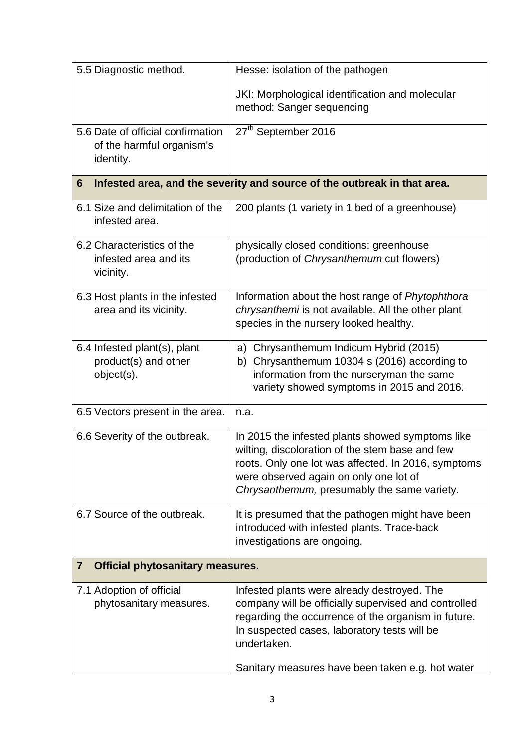| | |
|---|---|
| 5.5 Diagnostic method. | Hesse: isolation of the pathogen<br><br>JKI: Morphological identification and molecular method: Sanger sequencing |
| 5.6 Date of official confirmation of the harmful organism's identity. | 27th September 2016 |
| **6 Infested area, and the severity and source of the outbreak in that area.** | |
| 6.1 Size and delimitation of the infested area. | 200 plants (1 variety in 1 bed of a greenhouse) |
| 6.2 Characteristics of the infested area and its vicinity. | physically closed conditions: greenhouse (production of *Chrysanthemum* cut flowers) |
| 6.3 Host plants in the infested area and its vicinity. | Information about the host range of *Phytophthora chrysanthemi* is not available. All the other plant species in the nursery looked healthy. |
| 6.4 Infested plant(s), plant product(s) and other object(s). | a) Chrysanthemum Indicum Hybrid (2015)<br>b) Chrysanthemum 10304 s (2016) according to information from the nurseryman the same variety showed symptoms in 2015 and 2016. |
| 6.5 Vectors present in the area. | n.a. |
| 6.6 Severity of the outbreak. | In 2015 the infested plants showed symptoms like wilting, discoloration of the stem base and few roots. Only one lot was affected. In 2016, symptoms were observed again on only one lot of *Chrysanthemum,* presumably the same variety. |
| 6.7 Source of the outbreak. | It is presumed that the pathogen might have been introduced with infested plants. Trace-back investigations are ongoing. |
| **7 Official phytosanitary measures.** | |
| 7.1 Adoption of official phytosanitary measures. | Infested plants were already destroyed. The company will be officially supervised and controlled regarding the occurrence of the organism in future. In suspected cases, laboratory tests will be undertaken.<br><br>Sanitary measures have been taken e.g. hot water |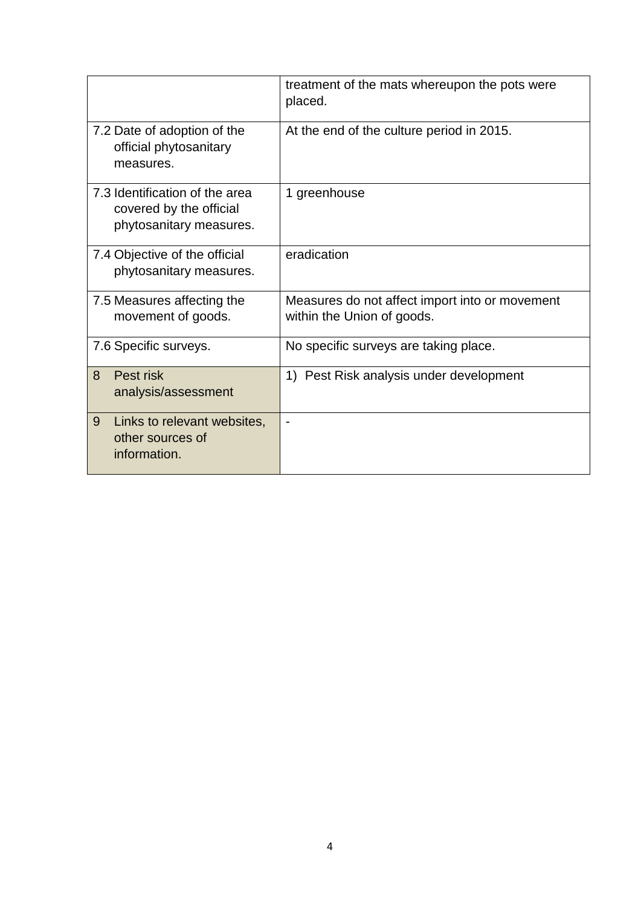| | |
|---|---|
| | treatment of the mats whereupon the pots were placed. |
| 7.2 Date of adoption of the official phytosanitary measures. | At the end of the culture period in 2015. |
| 7.3 Identification of the area covered by the official phytosanitary measures. | 1 greenhouse |
| 7.4 Objective of the official phytosanitary measures. | eradication |
| 7.5 Measures affecting the movement of goods. | Measures do not affect import into or movement within the Union of goods. |
| 7.6 Specific surveys. | No specific surveys are taking place. |
| 8 Pest risk analysis/assessment | 1) Pest Risk analysis under development |
| 9 Links to relevant websites, other sources of information. | - |